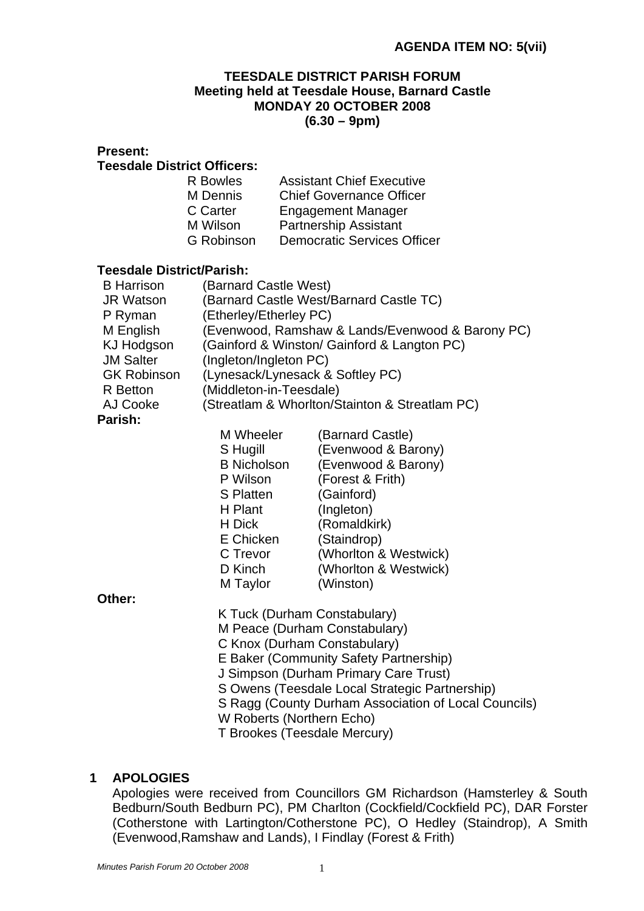**AGENDA ITEM NO: 5(vii)**

# TEESDALE DISTRICT PARISH FORUM
## Meeting held at Teesdale House, Barnard Castle
## MONDAY 20 OCTOBER 2008
## (6.30 – 9pm)

**Present:**

**Teesdale District Officers:**

| | |
|---|---|
| R Bowles | Assistant Chief Executive |
| M Dennis | Chief Governance Officer |
| C Carter | Engagement Manager |
| M Wilson | Partnership Assistant |
| G Robinson | Democratic Services Officer |

**Teesdale District/Parish:**

| | |
|---|---|
| B Harrison | (Barnard Castle West) |
| JR Watson | (Barnard Castle West/Barnard Castle TC) |
| P Ryman | (Etherley/Etherley PC) |
| M English | (Evenwood, Ramshaw & Lands/Evenwood & Barony PC) |
| KJ Hodgson | (Gainford & Winston/ Gainford & Langton PC) |
| JM Salter | (Ingleton/Ingleton PC) |
| GK Robinson | (Lynesack/Lynesack & Softley PC) |
| R Betton | (Middleton-in-Teesdale) |
| AJ Cooke | (Streatlam & Whorlton/Stainton & Streatlam PC) |

**Parish:**

| | |
|---|---|
| M Wheeler | (Barnard Castle) |
| S Hugill | (Evenwood & Barony) |
| B Nicholson | (Evenwood & Barony) |
| P Wilson | (Forest & Frith) |
| S Platten | (Gainford) |
| H Plant | (Ingleton) |
| H Dick | (Romaldkirk) |
| E Chicken | (Staindrop) |
| C Trevor | (Whorlton & Westwick) |
| D Kinch | (Whorlton & Westwick) |
| M Taylor | (Winston) |

**Other:**

K Tuck (Durham Constabulary)
M Peace (Durham Constabulary)
C Knox (Durham Constabulary)
E Baker (Community Safety Partnership)
J Simpson (Durham Primary Care Trust)
S Owens (Teesdale Local Strategic Partnership)
S Ragg (County Durham Association of Local Councils)
W Roberts (Northern Echo)
T Brookes (Teesdale Mercury)

## 1 APOLOGIES

Apologies were received from Councillors GM Richardson (Hamsterley & South Bedburn/South Bedburn PC), PM Charlton (Cockfield/Cockfield PC), DAR Forster (Cotherstone with Lartington/Cotherstone PC), O Hedley (Staindrop), A Smith (Evenwood,Ramshaw and Lands), I Findlay (Forest & Frith)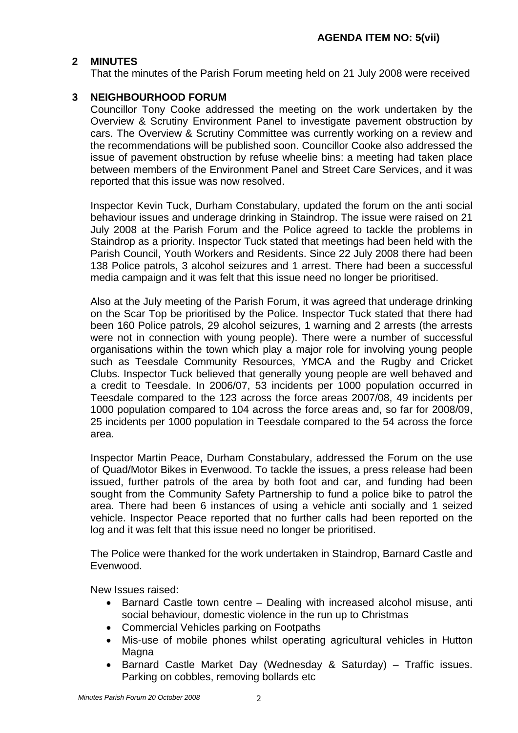**AGENDA ITEM NO: 5(vii)**

## 2 MINUTES

That the minutes of the Parish Forum meeting held on 21 July 2008 were received

## 3 NEIGHBOURHOOD FORUM

Councillor Tony Cooke addressed the meeting on the work undertaken by the Overview & Scrutiny Environment Panel to investigate pavement obstruction by cars. The Overview & Scrutiny Committee was currently working on a review and the recommendations will be published soon. Councillor Cooke also addressed the issue of pavement obstruction by refuse wheelie bins: a meeting had taken place between members of the Environment Panel and Street Care Services, and it was reported that this issue was now resolved.

Inspector Kevin Tuck, Durham Constabulary, updated the forum on the anti social behaviour issues and underage drinking in Staindrop. The issue were raised on 21 July 2008 at the Parish Forum and the Police agreed to tackle the problems in Staindrop as a priority. Inspector Tuck stated that meetings had been held with the Parish Council, Youth Workers and Residents. Since 22 July 2008 there had been 138 Police patrols, 3 alcohol seizures and 1 arrest. There had been a successful media campaign and it was felt that this issue need no longer be prioritised.

Also at the July meeting of the Parish Forum, it was agreed that underage drinking on the Scar Top be prioritised by the Police. Inspector Tuck stated that there had been 160 Police patrols, 29 alcohol seizures, 1 warning and 2 arrests (the arrests were not in connection with young people). There were a number of successful organisations within the town which play a major role for involving young people such as Teesdale Community Resources, YMCA and the Rugby and Cricket Clubs. Inspector Tuck believed that generally young people are well behaved and a credit to Teesdale. In 2006/07, 53 incidents per 1000 population occurred in Teesdale compared to the 123 across the force areas 2007/08, 49 incidents per 1000 population compared to 104 across the force areas and, so far for 2008/09, 25 incidents per 1000 population in Teesdale compared to the 54 across the force area.

Inspector Martin Peace, Durham Constabulary, addressed the Forum on the use of Quad/Motor Bikes in Evenwood. To tackle the issues, a press release had been issued, further patrols of the area by both foot and car, and funding had been sought from the Community Safety Partnership to fund a police bike to patrol the area. There had been 6 instances of using a vehicle anti socially and 1 seized vehicle. Inspector Peace reported that no further calls had been reported on the log and it was felt that this issue need no longer be prioritised.

The Police were thanked for the work undertaken in Staindrop, Barnard Castle and Evenwood.

New Issues raised:

- Barnard Castle town centre – Dealing with increased alcohol misuse, anti social behaviour, domestic violence in the run up to Christmas
- Commercial Vehicles parking on Footpaths
- Mis-use of mobile phones whilst operating agricultural vehicles in Hutton Magna
- Barnard Castle Market Day (Wednesday & Saturday) – Traffic issues. Parking on cobbles, removing bollards etc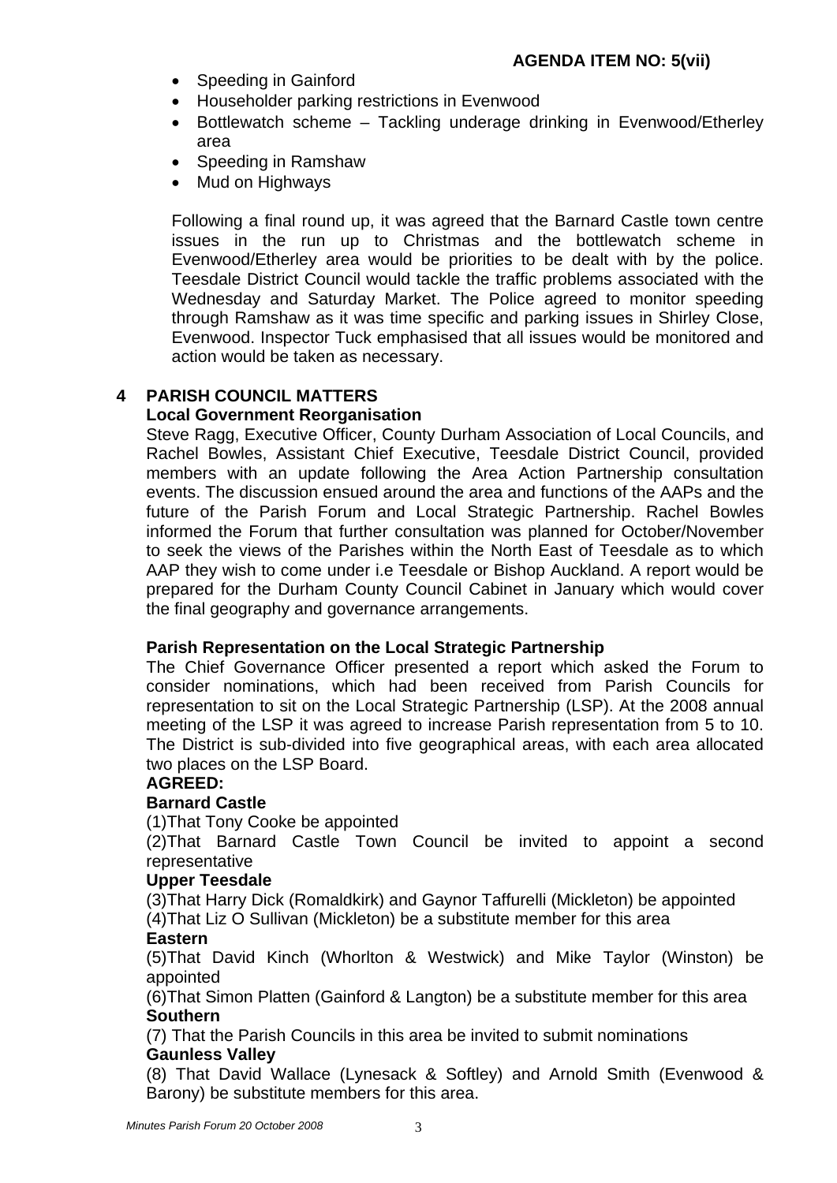**AGENDA ITEM NO: 5(vii)**

- Speeding in Gainford
- Householder parking restrictions in Evenwood
- Bottlewatch scheme – Tackling underage drinking in Evenwood/Etherley area
- Speeding in Ramshaw
- Mud on Highways

Following a final round up, it was agreed that the Barnard Castle town centre issues in the run up to Christmas and the bottlewatch scheme in Evenwood/Etherley area would be priorities to be dealt with by the police. Teesdale District Council would tackle the traffic problems associated with the Wednesday and Saturday Market. The Police agreed to monitor speeding through Ramshaw as it was time specific and parking issues in Shirley Close, Evenwood. Inspector Tuck emphasised that all issues would be monitored and action would be taken as necessary.

## 4 PARISH COUNCIL MATTERS

**Local Government Reorganisation**

Steve Ragg, Executive Officer, County Durham Association of Local Councils, and Rachel Bowles, Assistant Chief Executive, Teesdale District Council, provided members with an update following the Area Action Partnership consultation events. The discussion ensued around the area and functions of the AAPs and the future of the Parish Forum and Local Strategic Partnership. Rachel Bowles informed the Forum that further consultation was planned for October/November to seek the views of the Parishes within the North East of Teesdale as to which AAP they wish to come under i.e Teesdale or Bishop Auckland. A report would be prepared for the Durham County Council Cabinet in January which would cover the final geography and governance arrangements.

**Parish Representation on the Local Strategic Partnership**

The Chief Governance Officer presented a report which asked the Forum to consider nominations, which had been received from Parish Councils for representation to sit on the Local Strategic Partnership (LSP). At the 2008 annual meeting of the LSP it was agreed to increase Parish representation from 5 to 10. The District is sub-divided into five geographical areas, with each area allocated two places on the LSP Board.

**AGREED:**

**Barnard Castle**

(1)That Tony Cooke be appointed

(2)That Barnard Castle Town Council be invited to appoint a second representative

**Upper Teesdale**

(3)That Harry Dick (Romaldkirk) and Gaynor Taffurelli (Mickleton) be appointed

(4)That Liz O Sullivan (Mickleton) be a substitute member for this area

**Eastern**

(5)That David Kinch (Whorlton & Westwick) and Mike Taylor (Winston) be appointed

(6)That Simon Platten (Gainford & Langton) be a substitute member for this area

**Southern**

(7) That the Parish Councils in this area be invited to submit nominations

**Gaunless Valley**

(8) That David Wallace (Lynesack & Softley) and Arnold Smith (Evenwood & Barony) be substitute members for this area.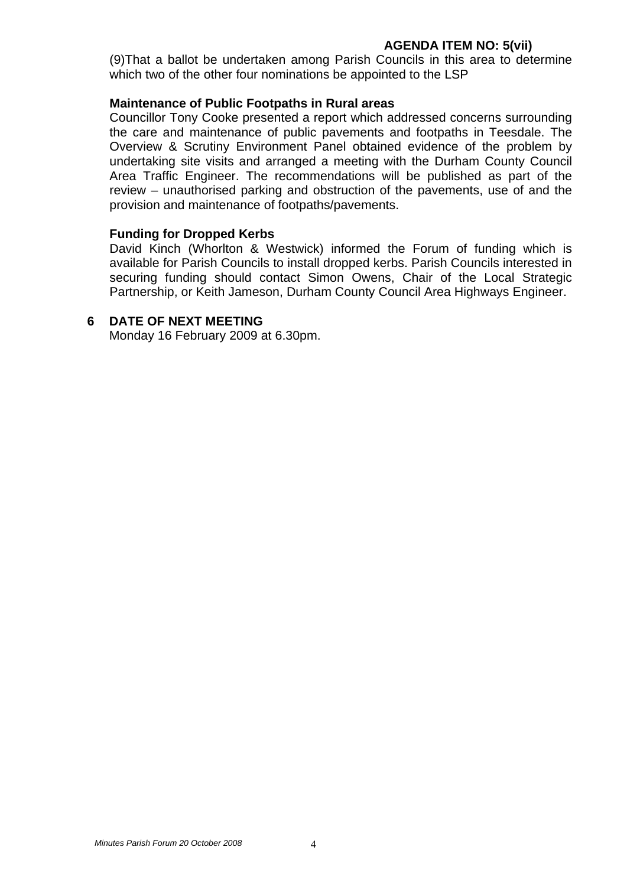(9)That a ballot be undertaken among Parish Councils in this area to determine which two of the other four nominations be appointed to the LSP

**Maintenance of Public Footpaths in Rural areas**

Councillor Tony Cooke presented a report which addressed concerns surrounding the care and maintenance of public pavements and footpaths in Teesdale. The Overview & Scrutiny Environment Panel obtained evidence of the problem by undertaking site visits and arranged a meeting with the Durham County Council Area Traffic Engineer. The recommendations will be published as part of the review – unauthorised parking and obstruction of the pavements, use of and the provision and maintenance of footpaths/pavements.

**Funding for Dropped Kerbs**

David Kinch (Whorlton & Westwick) informed the Forum of funding which is available for Parish Councils to install dropped kerbs. Parish Councils interested in securing funding should contact Simon Owens, Chair of the Local Strategic Partnership, or Keith Jameson, Durham County Council Area Highways Engineer.

## 6 DATE OF NEXT MEETING

Monday 16 February 2009 at 6.30pm.